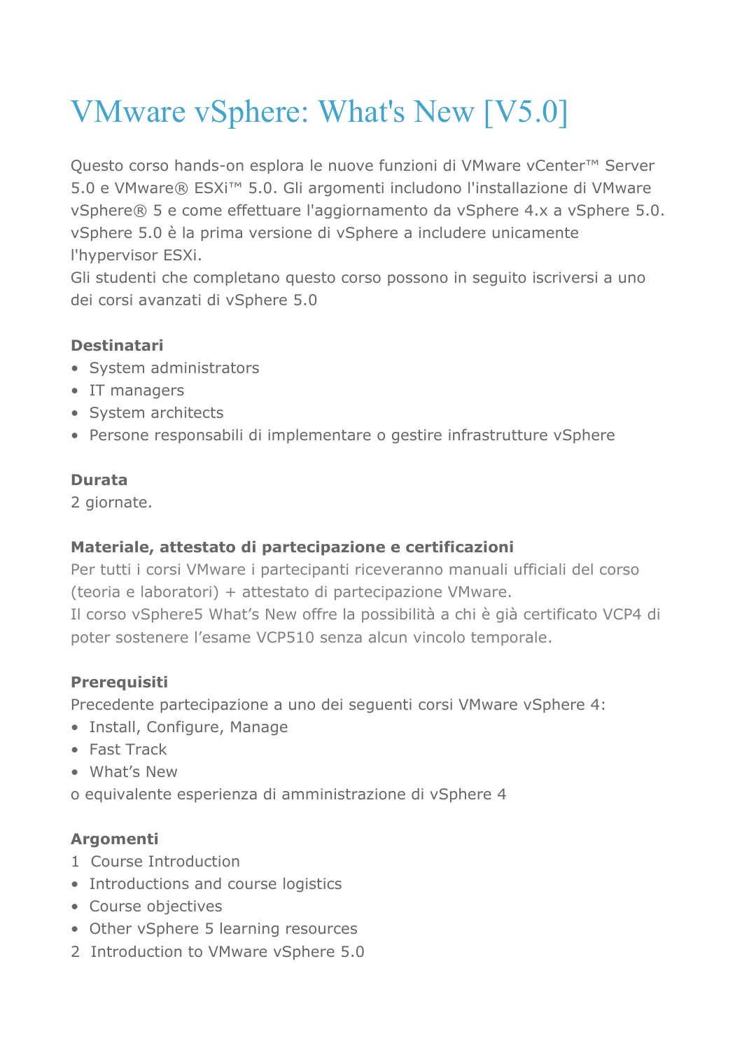# VMware vSphere: What's New [V5.0]

Questo corso hands-on esplora le nuove funzioni di VMware vCenter™ Server 5.0 e VMware® ESXi™ 5.0. Gli argomenti includono l'installazione di VMware vSphere® 5 e come effettuare l'aggiornamento da vSphere 4.x a vSphere 5.0. vSphere 5.0 è la prima versione di vSphere a includere unicamente l'hypervisor ESXi.
Gli studenti che completano questo corso possono in seguito iscriversi a uno dei corsi avanzati di vSphere 5.0

**Destinatari**

- System administrators
- IT managers
- System architects
- Persone responsabili di implementare o gestire infrastrutture vSphere

**Durata**

2 giornate.

**Materiale, attestato di partecipazione e certificazioni**

Per tutti i corsi VMware i partecipanti riceveranno manuali ufficiali del corso (teoria e laboratori) + attestato di partecipazione VMware.
Il corso vSphere5 What's New offre la possibilità a chi è già certificato VCP4 di poter sostenere l'esame VCP510 senza alcun vincolo temporale.

**Prerequisiti**

Precedente partecipazione a uno dei seguenti corsi VMware vSphere 4:

- Install, Configure, Manage
- Fast Track
- What's New

o equivalente esperienza di amministrazione di vSphere 4

**Argomenti**

1 Course Introduction

- Introductions and course logistics
- Course objectives
- Other vSphere 5 learning resources

2 Introduction to VMware vSphere 5.0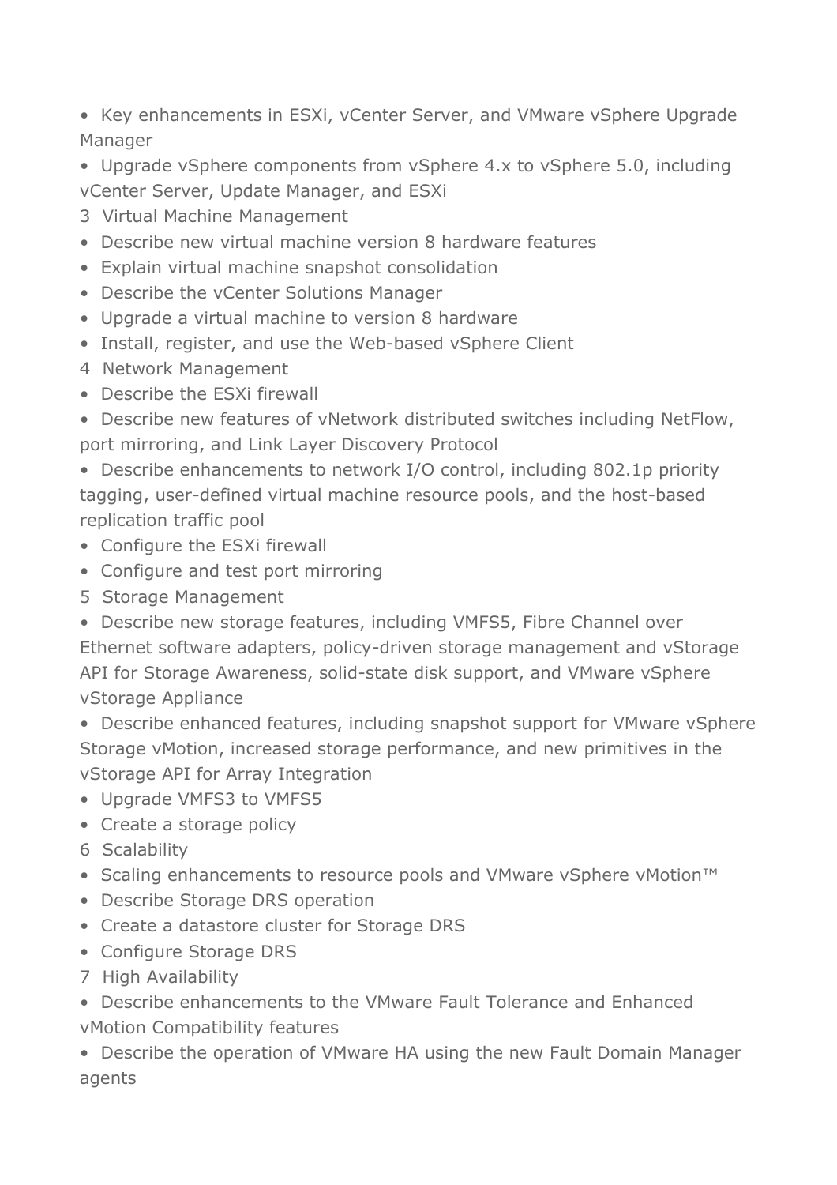- Key enhancements in ESXi, vCenter Server, and VMware vSphere Upgrade Manager
- Upgrade vSphere components from vSphere 4.x to vSphere 5.0, including vCenter Server, Update Manager, and ESXi

3 Virtual Machine Management

- Describe new virtual machine version 8 hardware features
- Explain virtual machine snapshot consolidation
- Describe the vCenter Solutions Manager
- Upgrade a virtual machine to version 8 hardware
- Install, register, and use the Web-based vSphere Client

4 Network Management

- Describe the ESXi firewall
- Describe new features of vNetwork distributed switches including NetFlow, port mirroring, and Link Layer Discovery Protocol
- Describe enhancements to network I/O control, including 802.1p priority tagging, user-defined virtual machine resource pools, and the host-based replication traffic pool
- Configure the ESXi firewall
- Configure and test port mirroring

5 Storage Management

- Describe new storage features, including VMFS5, Fibre Channel over Ethernet software adapters, policy-driven storage management and vStorage API for Storage Awareness, solid-state disk support, and VMware vSphere vStorage Appliance
- Describe enhanced features, including snapshot support for VMware vSphere Storage vMotion, increased storage performance, and new primitives in the vStorage API for Array Integration
- Upgrade VMFS3 to VMFS5
- Create a storage policy

6 Scalability

- Scaling enhancements to resource pools and VMware vSphere vMotion™
- Describe Storage DRS operation
- Create a datastore cluster for Storage DRS
- Configure Storage DRS

7 High Availability

- Describe enhancements to the VMware Fault Tolerance and Enhanced vMotion Compatibility features
- Describe the operation of VMware HA using the new Fault Domain Manager agents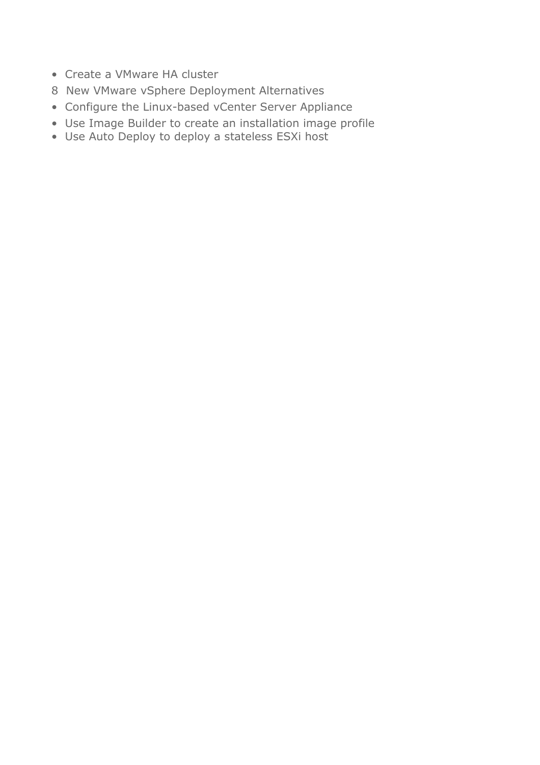- Create a VMware HA cluster

8 New VMware vSphere Deployment Alternatives

- Configure the Linux-based vCenter Server Appliance
- Use Image Builder to create an installation image profile
- Use Auto Deploy to deploy a stateless ESXi host